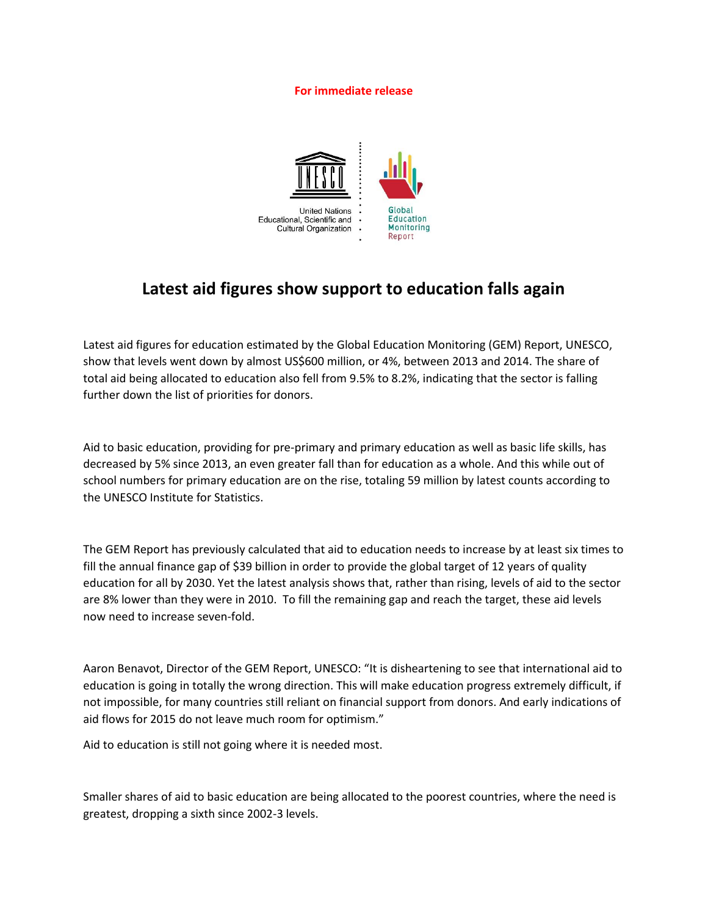**For immediate release**

United Nations Educational, Scientific and Cultural Organization

Global Education Monitoring Report

# Latest aid figures show support to education falls again

Latest aid figures for education estimated by the Global Education Monitoring (GEM) Report, UNESCO, show that levels went down by almost US$600 million, or 4%, between 2013 and 2014. The share of total aid being allocated to education also fell from 9.5% to 8.2%, indicating that the sector is falling further down the list of priorities for donors.

Aid to basic education, providing for pre-primary and primary education as well as basic life skills, has decreased by 5% since 2013, an even greater fall than for education as a whole. And this while out of school numbers for primary education are on the rise, totaling 59 million by latest counts according to the UNESCO Institute for Statistics.

The GEM Report has previously calculated that aid to education needs to increase by at least six times to fill the annual finance gap of $39 billion in order to provide the global target of 12 years of quality education for all by 2030. Yet the latest analysis shows that, rather than rising, levels of aid to the sector are 8% lower than they were in 2010. To fill the remaining gap and reach the target, these aid levels now need to increase seven-fold.

Aaron Benavot, Director of the GEM Report, UNESCO: "It is disheartening to see that international aid to education is going in totally the wrong direction. This will make education progress extremely difficult, if not impossible, for many countries still reliant on financial support from donors. And early indications of aid flows for 2015 do not leave much room for optimism."

Aid to education is still not going where it is needed most.

Smaller shares of aid to basic education are being allocated to the poorest countries, where the need is greatest, dropping a sixth since 2002-3 levels.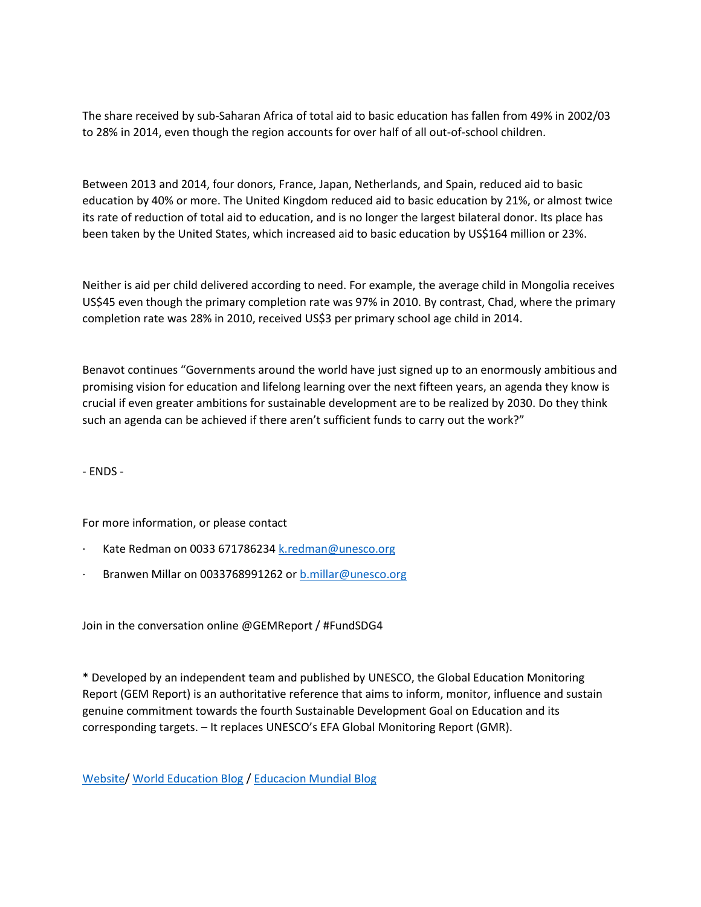The share received by sub-Saharan Africa of total aid to basic education has fallen from 49% in 2002/03 to 28% in 2014, even though the region accounts for over half of all out-of-school children.

Between 2013 and 2014, four donors, France, Japan, Netherlands, and Spain, reduced aid to basic education by 40% or more. The United Kingdom reduced aid to basic education by 21%, or almost twice its rate of reduction of total aid to education, and is no longer the largest bilateral donor. Its place has been taken by the United States, which increased aid to basic education by US$164 million or 23%.

Neither is aid per child delivered according to need. For example, the average child in Mongolia receives US$45 even though the primary completion rate was 97% in 2010. By contrast, Chad, where the primary completion rate was 28% in 2010, received US$3 per primary school age child in 2014.

Benavot continues "Governments around the world have just signed up to an enormously ambitious and promising vision for education and lifelong learning over the next fifteen years, an agenda they know is crucial if even greater ambitions for sustainable development are to be realized by 2030. Do they think such an agenda can be achieved if there aren't sufficient funds to carry out the work?"

- ENDS -

For more information, or please contact

- Kate Redman on 0033 671786234 [k.redman@unesco.org](mailto:k.redman@unesco.org)
- Branwen Millar on 0033768991262 or [b.millar@unesco.org](mailto:b.millar@unesco.org)

Join in the conversation online @GEMReport / #FundSDG4

* Developed by an independent team and published by UNESCO, the Global Education Monitoring Report (GEM Report) is an authoritative reference that aims to inform, monitor, influence and sustain genuine commitment towards the fourth Sustainable Development Goal on Education and its corresponding targets. – It replaces UNESCO's EFA Global Monitoring Report (GMR).

Website/ World Education Blog / Educacion Mundial Blog